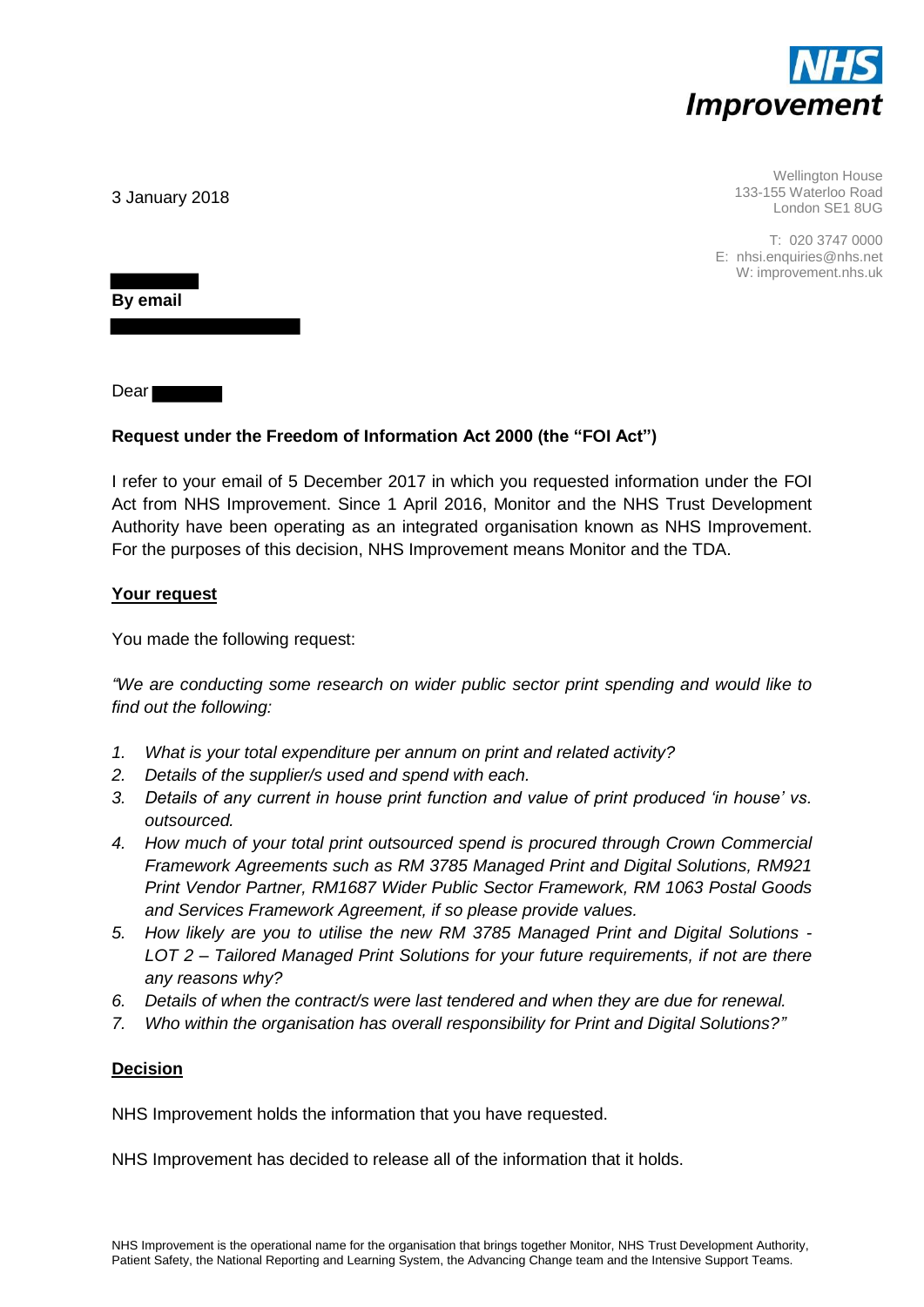**NHS Improvement**

Wellington House
133-155 Waterloo Road
London SE1 8UG

T: 020 3747 0000
E: nhsi.enquiries@nhs.net
W: improvement.nhs.uk

3 January 2018

**By email**

Dear

**Request under the Freedom of Information Act 2000 (the "FOI Act")**

I refer to your email of 5 December 2017 in which you requested information under the FOI Act from NHS Improvement. Since 1 April 2016, Monitor and the NHS Trust Development Authority have been operating as an integrated organisation known as NHS Improvement. For the purposes of this decision, NHS Improvement means Monitor and the TDA.

**Your request**

You made the following request:

*"We are conducting some research on wider public sector print spending and would like to find out the following:*

1. *What is your total expenditure per annum on print and related activity?*
2. *Details of the supplier/s used and spend with each.*
3. *Details of any current in house print function and value of print produced 'in house' vs. outsourced.*
4. *How much of your total print outsourced spend is procured through Crown Commercial Framework Agreements such as RM 3785 Managed Print and Digital Solutions, RM921 Print Vendor Partner, RM1687 Wider Public Sector Framework, RM 1063 Postal Goods and Services Framework Agreement, if so please provide values.*
5. *How likely are you to utilise the new RM 3785 Managed Print and Digital Solutions - LOT 2 – Tailored Managed Print Solutions for your future requirements, if not are there any reasons why?*
6. *Details of when the contract/s were last tendered and when they are due for renewal.*
7. *Who within the organisation has overall responsibility for Print and Digital Solutions?"*

**Decision**

NHS Improvement holds the information that you have requested.

NHS Improvement has decided to release all of the information that it holds.

NHS Improvement is the operational name for the organisation that brings together Monitor, NHS Trust Development Authority, Patient Safety, the National Reporting and Learning System, the Advancing Change team and the Intensive Support Teams.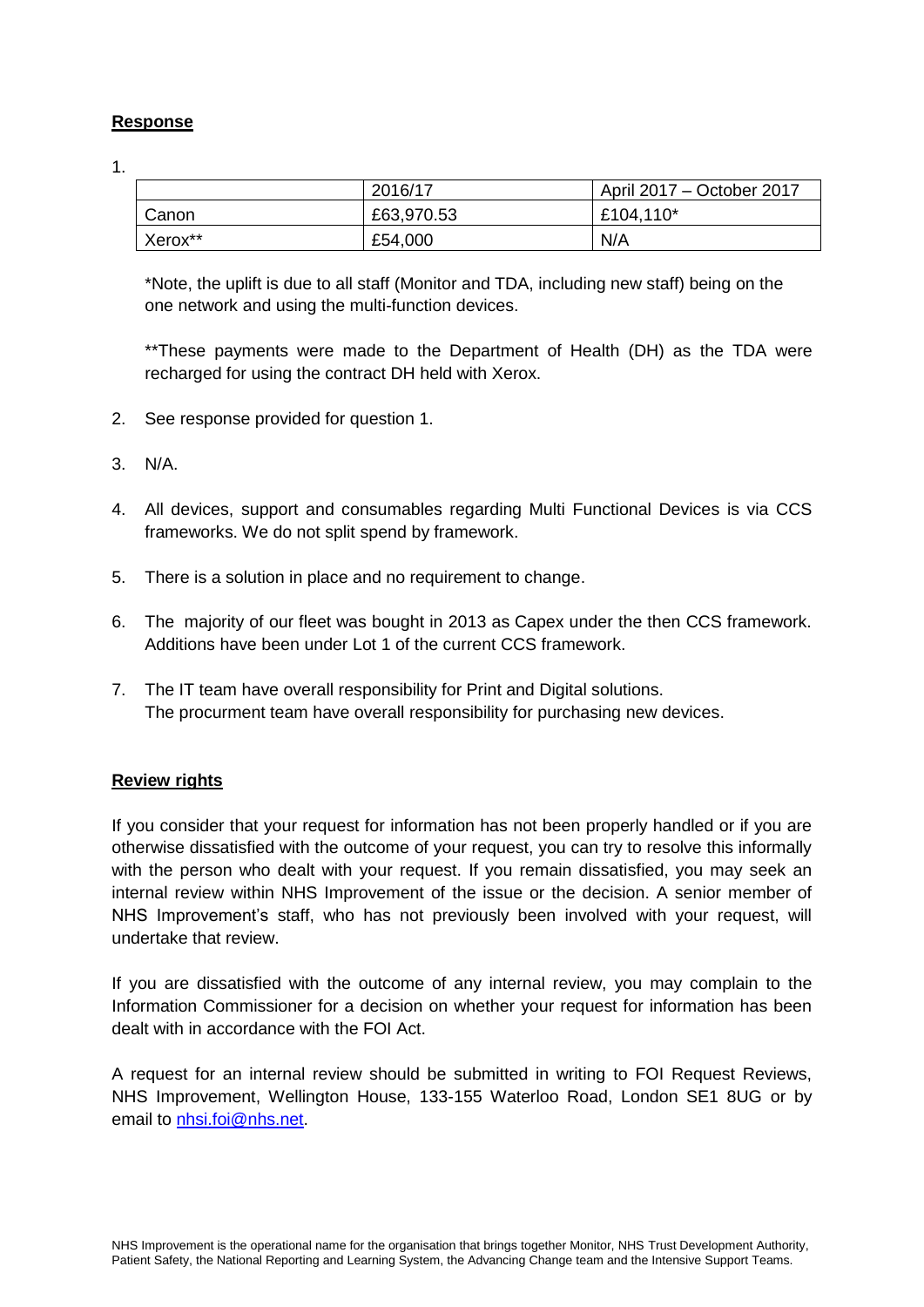**Response**

1.

| | 2016/17 | April 2017 – October 2017 |
|---|---|---|
| Canon | £63,970.53 | £104,110* |
| Xerox** | £54,000 | N/A |

*Note, the uplift is due to all staff (Monitor and TDA, including new staff) being on the one network and using the multi-function devices.

**These payments were made to the Department of Health (DH) as the TDA were recharged for using the contract DH held with Xerox.

2. See response provided for question 1.

3. N/A.

4. All devices, support and consumables regarding Multi Functional Devices is via CCS frameworks. We do not split spend by framework.

5. There is a solution in place and no requirement to change.

6. The majority of our fleet was bought in 2013 as Capex under the then CCS framework. Additions have been under Lot 1 of the current CCS framework.

7. The IT team have overall responsibility for Print and Digital solutions. The procurment team have overall responsibility for purchasing new devices.

**Review rights**

If you consider that your request for information has not been properly handled or if you are otherwise dissatisfied with the outcome of your request, you can try to resolve this informally with the person who dealt with your request. If you remain dissatisfied, you may seek an internal review within NHS Improvement of the issue or the decision. A senior member of NHS Improvement's staff, who has not previously been involved with your request, will undertake that review.

If you are dissatisfied with the outcome of any internal review, you may complain to the Information Commissioner for a decision on whether your request for information has been dealt with in accordance with the FOI Act.

A request for an internal review should be submitted in writing to FOI Request Reviews, NHS Improvement, Wellington House, 133-155 Waterloo Road, London SE1 8UG or by email to nhsi.foi@nhs.net.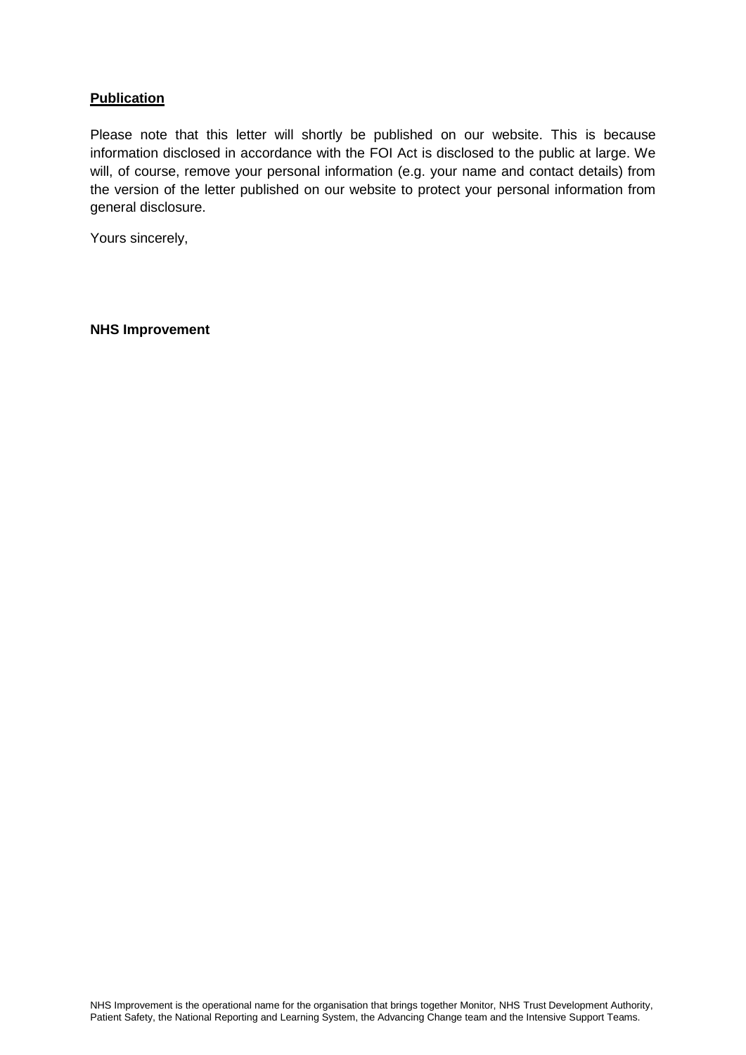**Publication**

Please note that this letter will shortly be published on our website. This is because information disclosed in accordance with the FOI Act is disclosed to the public at large. We will, of course, remove your personal information (e.g. your name and contact details) from the version of the letter published on our website to protect your personal information from general disclosure.

Yours sincerely,

**NHS Improvement**

NHS Improvement is the operational name for the organisation that brings together Monitor, NHS Trust Development Authority, Patient Safety, the National Reporting and Learning System, the Advancing Change team and the Intensive Support Teams.